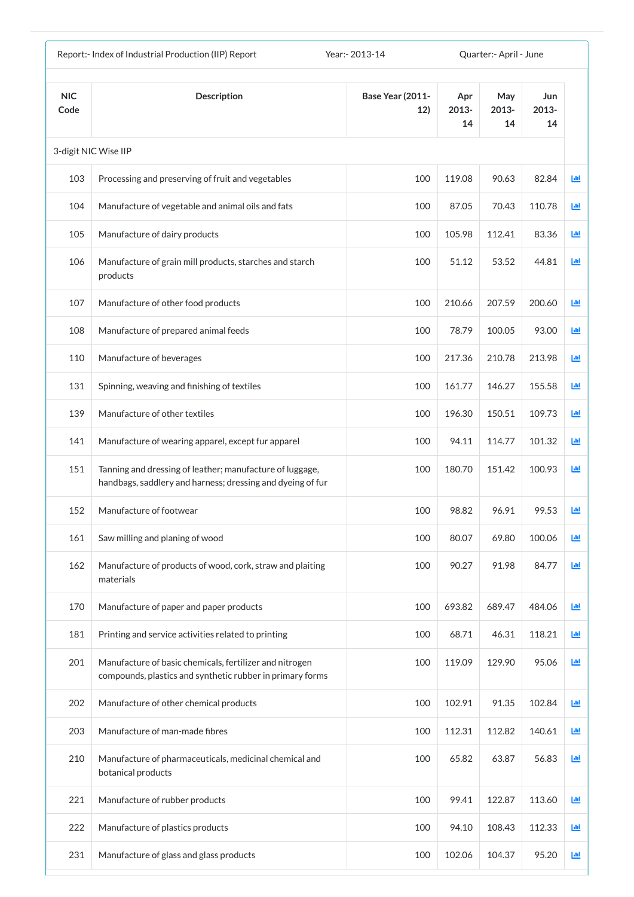Report:- Index of Industrial Production (IIP) Report Year:- 2013-14 Quarter:- April - June

| NIC Code | Description | Base Year (2011-12) | Apr 2013-14 | May 2013-14 | Jun 2013-14 |
|---|---|---|---|---|---|
| 3-digit NIC Wise IIP | | | | | |
| 103 | Processing and preserving of fruit and vegetables | 100 | 119.08 | 90.63 | 82.84 |
| 104 | Manufacture of vegetable and animal oils and fats | 100 | 87.05 | 70.43 | 110.78 |
| 105 | Manufacture of dairy products | 100 | 105.98 | 112.41 | 83.36 |
| 106 | Manufacture of grain mill products, starches and starch products | 100 | 51.12 | 53.52 | 44.81 |
| 107 | Manufacture of other food products | 100 | 210.66 | 207.59 | 200.60 |
| 108 | Manufacture of prepared animal feeds | 100 | 78.79 | 100.05 | 93.00 |
| 110 | Manufacture of beverages | 100 | 217.36 | 210.78 | 213.98 |
| 131 | Spinning, weaving and finishing of textiles | 100 | 161.77 | 146.27 | 155.58 |
| 139 | Manufacture of other textiles | 100 | 196.30 | 150.51 | 109.73 |
| 141 | Manufacture of wearing apparel, except fur apparel | 100 | 94.11 | 114.77 | 101.32 |
| 151 | Tanning and dressing of leather; manufacture of luggage, handbags, saddlery and harness; dressing and dyeing of fur | 100 | 180.70 | 151.42 | 100.93 |
| 152 | Manufacture of footwear | 100 | 98.82 | 96.91 | 99.53 |
| 161 | Saw milling and planing of wood | 100 | 80.07 | 69.80 | 100.06 |
| 162 | Manufacture of products of wood, cork, straw and plaiting materials | 100 | 90.27 | 91.98 | 84.77 |
| 170 | Manufacture of paper and paper products | 100 | 693.82 | 689.47 | 484.06 |
| 181 | Printing and service activities related to printing | 100 | 68.71 | 46.31 | 118.21 |
| 201 | Manufacture of basic chemicals, fertilizer and nitrogen compounds, plastics and synthetic rubber in primary forms | 100 | 119.09 | 129.90 | 95.06 |
| 202 | Manufacture of other chemical products | 100 | 102.91 | 91.35 | 102.84 |
| 203 | Manufacture of man-made fibres | 100 | 112.31 | 112.82 | 140.61 |
| 210 | Manufacture of pharmaceuticals, medicinal chemical and botanical products | 100 | 65.82 | 63.87 | 56.83 |
| 221 | Manufacture of rubber products | 100 | 99.41 | 122.87 | 113.60 |
| 222 | Manufacture of plastics products | 100 | 94.10 | 108.43 | 112.33 |
| 231 | Manufacture of glass and glass products | 100 | 102.06 | 104.37 | 95.20 |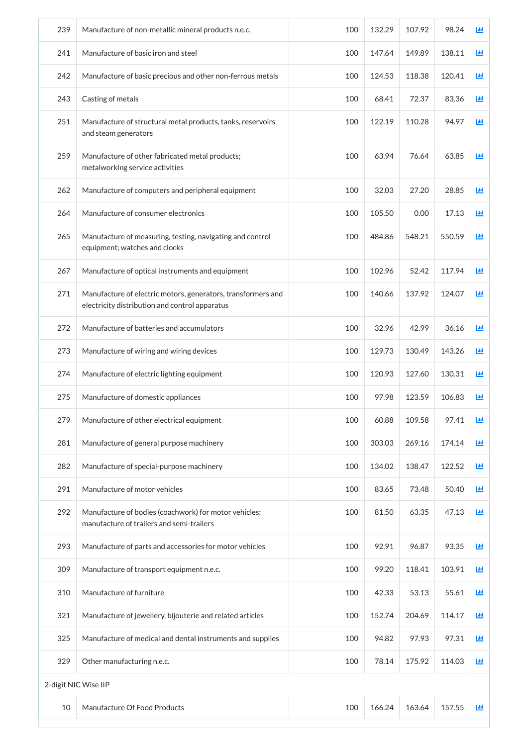| | | | | | | |
|---|---|---|---|---|---|---|
| 239 | Manufacture of non-metallic mineral products n.e.c. | 100 | 132.29 | 107.92 | 98.24 | |
| 241 | Manufacture of basic iron and steel | 100 | 147.64 | 149.89 | 138.11 | |
| 242 | Manufacture of basic precious and other non-ferrous metals | 100 | 124.53 | 118.38 | 120.41 | |
| 243 | Casting of metals | 100 | 68.41 | 72.37 | 83.36 | |
| 251 | Manufacture of structural metal products, tanks, reservoirs and steam generators | 100 | 122.19 | 110.28 | 94.97 | |
| 259 | Manufacture of other fabricated metal products; metalworking service activities | 100 | 63.94 | 76.64 | 63.85 | |
| 262 | Manufacture of computers and peripheral equipment | 100 | 32.03 | 27.20 | 28.85 | |
| 264 | Manufacture of consumer electronics | 100 | 105.50 | 0.00 | 17.13 | |
| 265 | Manufacture of measuring, testing, navigating and control equipment; watches and clocks | 100 | 484.86 | 548.21 | 550.59 | |
| 267 | Manufacture of optical instruments and equipment | 100 | 102.96 | 52.42 | 117.94 | |
| 271 | Manufacture of electric motors, generators, transformers and electricity distribution and control apparatus | 100 | 140.66 | 137.92 | 124.07 | |
| 272 | Manufacture of batteries and accumulators | 100 | 32.96 | 42.99 | 36.16 | |
| 273 | Manufacture of wiring and wiring devices | 100 | 129.73 | 130.49 | 143.26 | |
| 274 | Manufacture of electric lighting equipment | 100 | 120.93 | 127.60 | 130.31 | |
| 275 | Manufacture of domestic appliances | 100 | 97.98 | 123.59 | 106.83 | |
| 279 | Manufacture of other electrical equipment | 100 | 60.88 | 109.58 | 97.41 | |
| 281 | Manufacture of general purpose machinery | 100 | 303.03 | 269.16 | 174.14 | |
| 282 | Manufacture of special-purpose machinery | 100 | 134.02 | 138.47 | 122.52 | |
| 291 | Manufacture of motor vehicles | 100 | 83.65 | 73.48 | 50.40 | |
| 292 | Manufacture of bodies (coachwork) for motor vehicles; manufacture of trailers and semi-trailers | 100 | 81.50 | 63.35 | 47.13 | |
| 293 | Manufacture of parts and accessories for motor vehicles | 100 | 92.91 | 96.87 | 93.35 | |
| 309 | Manufacture of transport equipment n.e.c. | 100 | 99.20 | 118.41 | 103.91 | |
| 310 | Manufacture of furniture | 100 | 42.33 | 53.13 | 55.61 | |
| 321 | Manufacture of jewellery, bijouterie and related articles | 100 | 152.74 | 204.69 | 114.17 | |
| 325 | Manufacture of medical and dental instruments and supplies | 100 | 94.82 | 97.93 | 97.31 | |
| 329 | Other manufacturing n.e.c. | 100 | 78.14 | 175.92 | 114.03 | |
| 2-digit NIC Wise IIP | | | | | | |
| 10 | Manufacture Of Food Products | 100 | 166.24 | 163.64 | 157.55 | |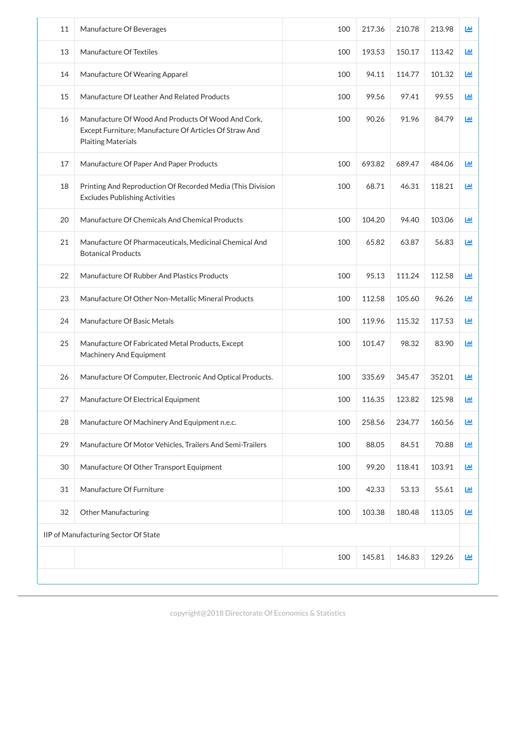| | | | | | | |
|---|---|---|---|---|---|---|
| 11 | Manufacture Of Beverages | 100 | 217.36 | 210.78 | 213.98 | |
| 13 | Manufacture Of Textiles | 100 | 193.53 | 150.17 | 113.42 | |
| 14 | Manufacture Of Wearing Apparel | 100 | 94.11 | 114.77 | 101.32 | |
| 15 | Manufacture Of Leather And Related Products | 100 | 99.56 | 97.41 | 99.55 | |
| 16 | Manufacture Of Wood And Products Of Wood And Cork, Except Furniture; Manufacture Of Articles Of Straw And Plaiting Materials | 100 | 90.26 | 91.96 | 84.79 | |
| 17 | Manufacture Of Paper And Paper Products | 100 | 693.82 | 689.47 | 484.06 | |
| 18 | Printing And Reproduction Of Recorded Media (This Division Excludes Publishing Activities | 100 | 68.71 | 46.31 | 118.21 | |
| 20 | Manufacture Of Chemicals And Chemical Products | 100 | 104.20 | 94.40 | 103.06 | |
| 21 | Manufacture Of Pharmaceuticals, Medicinal Chemical And Botanical Products | 100 | 65.82 | 63.87 | 56.83 | |
| 22 | Manufacture Of Rubber And Plastics Products | 100 | 95.13 | 111.24 | 112.58 | |
| 23 | Manufacture Of Other Non-Metallic Mineral Products | 100 | 112.58 | 105.60 | 96.26 | |
| 24 | Manufacture Of Basic Metals | 100 | 119.96 | 115.32 | 117.53 | |
| 25 | Manufacture Of Fabricated Metal Products, Except Machinery And Equipment | 100 | 101.47 | 98.32 | 83.90 | |
| 26 | Manufacture Of Computer, Electronic And Optical Products. | 100 | 335.69 | 345.47 | 352.01 | |
| 27 | Manufacture Of Electrical Equipment | 100 | 116.35 | 123.82 | 125.98 | |
| 28 | Manufacture Of Machinery And Equipment n.e.c. | 100 | 258.56 | 234.77 | 160.56 | |
| 29 | Manufacture Of Motor Vehicles, Trailers And Semi-Trailers | 100 | 88.05 | 84.51 | 70.88 | |
| 30 | Manufacture Of Other Transport Equipment | 100 | 99.20 | 118.41 | 103.91 | |
| 31 | Manufacture Of Furniture | 100 | 42.33 | 53.13 | 55.61 | |
| 32 | Other Manufacturing | 100 | 103.38 | 180.48 | 113.05 | |
| IIP of Manufacturing Sector Of State | | | | | | |
| | | 100 | 145.81 | 146.83 | 129.26 | |

copyright@2018 Directorate Of Economics & Statistics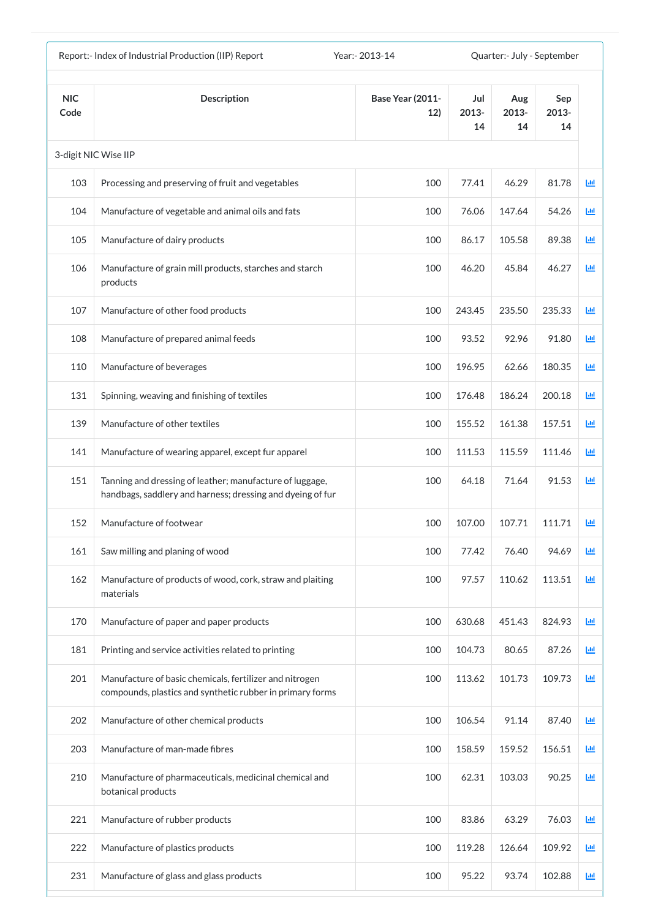Report:- Index of Industrial Production (IIP) Report | Year:- 2013-14 | Quarter:- July - September

| NIC Code | Description | Base Year (2011-12) | Jul 2013-14 | Aug 2013-14 | Sep 2013-14 |
|---|---|---|---|---|---|
| 3-digit NIC Wise IIP | | | | | |
| 103 | Processing and preserving of fruit and vegetables | 100 | 77.41 | 46.29 | 81.78 |
| 104 | Manufacture of vegetable and animal oils and fats | 100 | 76.06 | 147.64 | 54.26 |
| 105 | Manufacture of dairy products | 100 | 86.17 | 105.58 | 89.38 |
| 106 | Manufacture of grain mill products, starches and starch products | 100 | 46.20 | 45.84 | 46.27 |
| 107 | Manufacture of other food products | 100 | 243.45 | 235.50 | 235.33 |
| 108 | Manufacture of prepared animal feeds | 100 | 93.52 | 92.96 | 91.80 |
| 110 | Manufacture of beverages | 100 | 196.95 | 62.66 | 180.35 |
| 131 | Spinning, weaving and finishing of textiles | 100 | 176.48 | 186.24 | 200.18 |
| 139 | Manufacture of other textiles | 100 | 155.52 | 161.38 | 157.51 |
| 141 | Manufacture of wearing apparel, except fur apparel | 100 | 111.53 | 115.59 | 111.46 |
| 151 | Tanning and dressing of leather; manufacture of luggage, handbags, saddlery and harness; dressing and dyeing of fur | 100 | 64.18 | 71.64 | 91.53 |
| 152 | Manufacture of footwear | 100 | 107.00 | 107.71 | 111.71 |
| 161 | Saw milling and planing of wood | 100 | 77.42 | 76.40 | 94.69 |
| 162 | Manufacture of products of wood, cork, straw and plaiting materials | 100 | 97.57 | 110.62 | 113.51 |
| 170 | Manufacture of paper and paper products | 100 | 630.68 | 451.43 | 824.93 |
| 181 | Printing and service activities related to printing | 100 | 104.73 | 80.65 | 87.26 |
| 201 | Manufacture of basic chemicals, fertilizer and nitrogen compounds, plastics and synthetic rubber in primary forms | 100 | 113.62 | 101.73 | 109.73 |
| 202 | Manufacture of other chemical products | 100 | 106.54 | 91.14 | 87.40 |
| 203 | Manufacture of man-made fibres | 100 | 158.59 | 159.52 | 156.51 |
| 210 | Manufacture of pharmaceuticals, medicinal chemical and botanical products | 100 | 62.31 | 103.03 | 90.25 |
| 221 | Manufacture of rubber products | 100 | 83.86 | 63.29 | 76.03 |
| 222 | Manufacture of plastics products | 100 | 119.28 | 126.64 | 109.92 |
| 231 | Manufacture of glass and glass products | 100 | 95.22 | 93.74 | 102.88 |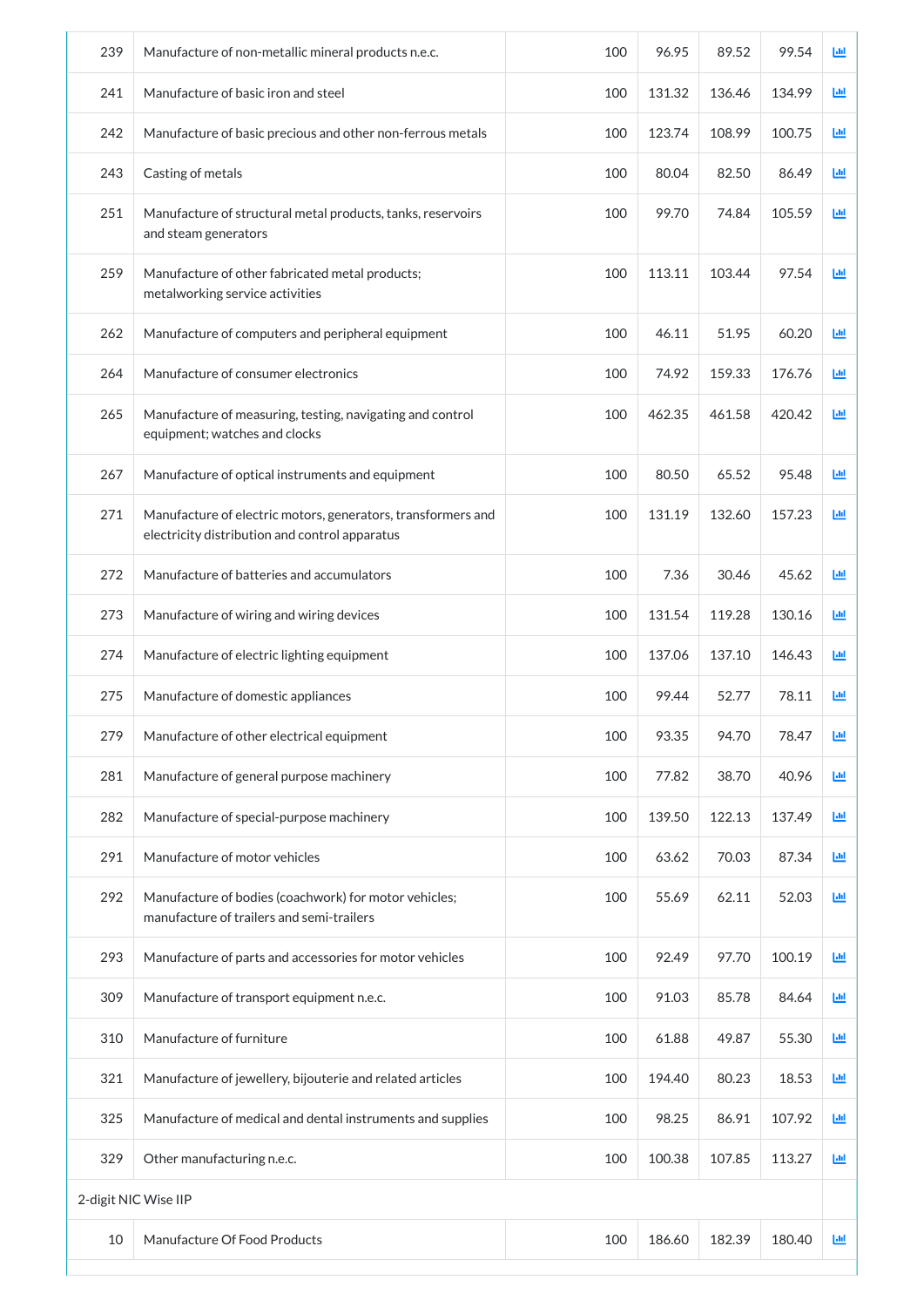| | | | | | | |
|---|---|---|---|---|---|---|
| 239 | Manufacture of non-metallic mineral products n.e.c. | 100 | 96.95 | 89.52 | 99.54 | |
| 241 | Manufacture of basic iron and steel | 100 | 131.32 | 136.46 | 134.99 | |
| 242 | Manufacture of basic precious and other non-ferrous metals | 100 | 123.74 | 108.99 | 100.75 | |
| 243 | Casting of metals | 100 | 80.04 | 82.50 | 86.49 | |
| 251 | Manufacture of structural metal products, tanks, reservoirs and steam generators | 100 | 99.70 | 74.84 | 105.59 | |
| 259 | Manufacture of other fabricated metal products; metalworking service activities | 100 | 113.11 | 103.44 | 97.54 | |
| 262 | Manufacture of computers and peripheral equipment | 100 | 46.11 | 51.95 | 60.20 | |
| 264 | Manufacture of consumer electronics | 100 | 74.92 | 159.33 | 176.76 | |
| 265 | Manufacture of measuring, testing, navigating and control equipment; watches and clocks | 100 | 462.35 | 461.58 | 420.42 | |
| 267 | Manufacture of optical instruments and equipment | 100 | 80.50 | 65.52 | 95.48 | |
| 271 | Manufacture of electric motors, generators, transformers and electricity distribution and control apparatus | 100 | 131.19 | 132.60 | 157.23 | |
| 272 | Manufacture of batteries and accumulators | 100 | 7.36 | 30.46 | 45.62 | |
| 273 | Manufacture of wiring and wiring devices | 100 | 131.54 | 119.28 | 130.16 | |
| 274 | Manufacture of electric lighting equipment | 100 | 137.06 | 137.10 | 146.43 | |
| 275 | Manufacture of domestic appliances | 100 | 99.44 | 52.77 | 78.11 | |
| 279 | Manufacture of other electrical equipment | 100 | 93.35 | 94.70 | 78.47 | |
| 281 | Manufacture of general purpose machinery | 100 | 77.82 | 38.70 | 40.96 | |
| 282 | Manufacture of special-purpose machinery | 100 | 139.50 | 122.13 | 137.49 | |
| 291 | Manufacture of motor vehicles | 100 | 63.62 | 70.03 | 87.34 | |
| 292 | Manufacture of bodies (coachwork) for motor vehicles; manufacture of trailers and semi-trailers | 100 | 55.69 | 62.11 | 52.03 | |
| 293 | Manufacture of parts and accessories for motor vehicles | 100 | 92.49 | 97.70 | 100.19 | |
| 309 | Manufacture of transport equipment n.e.c. | 100 | 91.03 | 85.78 | 84.64 | |
| 310 | Manufacture of furniture | 100 | 61.88 | 49.87 | 55.30 | |
| 321 | Manufacture of jewellery, bijouterie and related articles | 100 | 194.40 | 80.23 | 18.53 | |
| 325 | Manufacture of medical and dental instruments and supplies | 100 | 98.25 | 86.91 | 107.92 | |
| 329 | Other manufacturing n.e.c. | 100 | 100.38 | 107.85 | 113.27 | |
| 2-digit NIC Wise IIP | | | | | | |
| 10 | Manufacture Of Food Products | 100 | 186.60 | 182.39 | 180.40 | |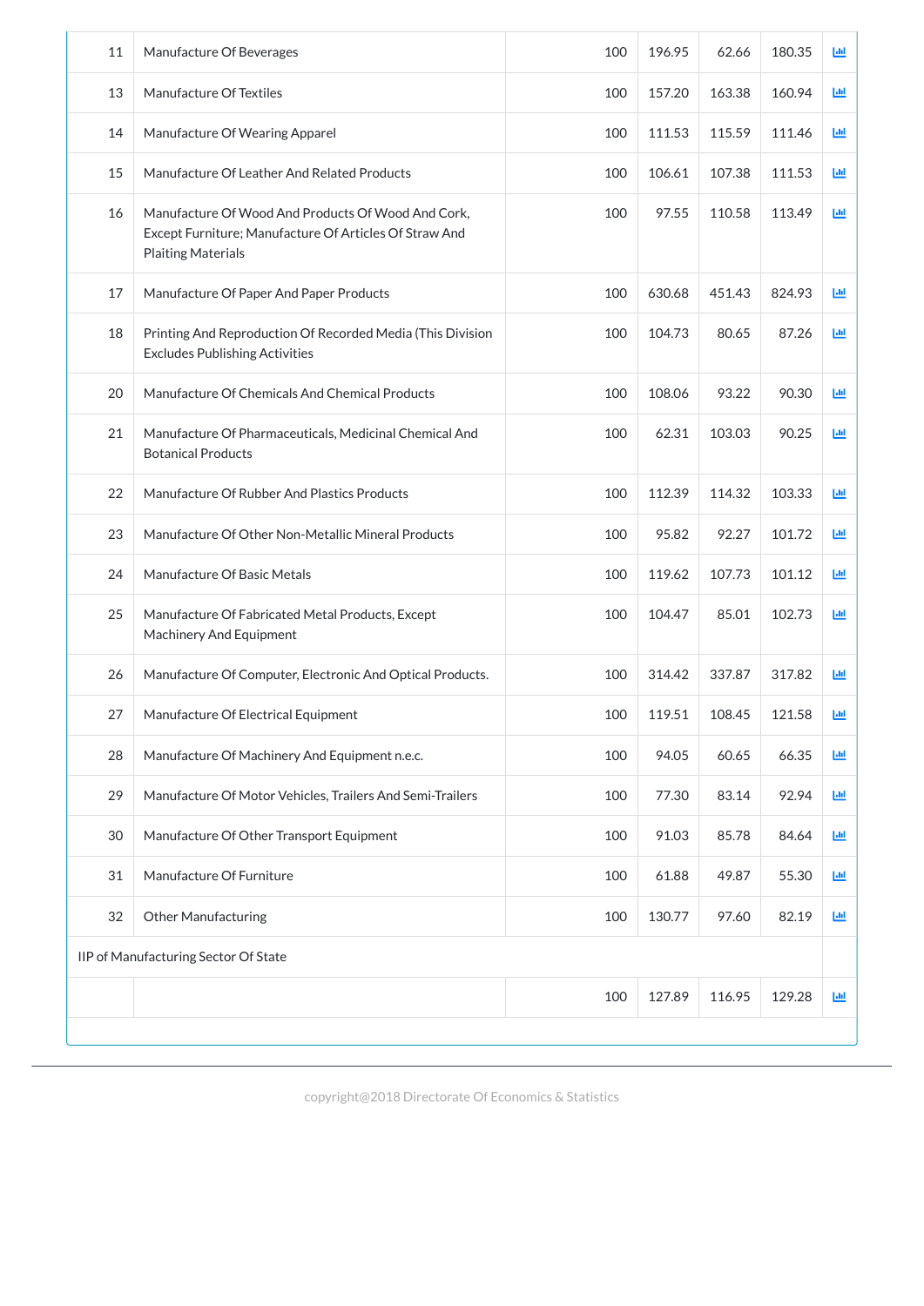| | | | | | | |
|---|---|---|---|---|---|---|
| 11 | Manufacture Of Beverages | 100 | 196.95 | 62.66 | 180.35 | |
| 13 | Manufacture Of Textiles | 100 | 157.20 | 163.38 | 160.94 | |
| 14 | Manufacture Of Wearing Apparel | 100 | 111.53 | 115.59 | 111.46 | |
| 15 | Manufacture Of Leather And Related Products | 100 | 106.61 | 107.38 | 111.53 | |
| 16 | Manufacture Of Wood And Products Of Wood And Cork, Except Furniture; Manufacture Of Articles Of Straw And Plaiting Materials | 100 | 97.55 | 110.58 | 113.49 | |
| 17 | Manufacture Of Paper And Paper Products | 100 | 630.68 | 451.43 | 824.93 | |
| 18 | Printing And Reproduction Of Recorded Media (This Division Excludes Publishing Activities | 100 | 104.73 | 80.65 | 87.26 | |
| 20 | Manufacture Of Chemicals And Chemical Products | 100 | 108.06 | 93.22 | 90.30 | |
| 21 | Manufacture Of Pharmaceuticals, Medicinal Chemical And Botanical Products | 100 | 62.31 | 103.03 | 90.25 | |
| 22 | Manufacture Of Rubber And Plastics Products | 100 | 112.39 | 114.32 | 103.33 | |
| 23 | Manufacture Of Other Non-Metallic Mineral Products | 100 | 95.82 | 92.27 | 101.72 | |
| 24 | Manufacture Of Basic Metals | 100 | 119.62 | 107.73 | 101.12 | |
| 25 | Manufacture Of Fabricated Metal Products, Except Machinery And Equipment | 100 | 104.47 | 85.01 | 102.73 | |
| 26 | Manufacture Of Computer, Electronic And Optical Products. | 100 | 314.42 | 337.87 | 317.82 | |
| 27 | Manufacture Of Electrical Equipment | 100 | 119.51 | 108.45 | 121.58 | |
| 28 | Manufacture Of Machinery And Equipment n.e.c. | 100 | 94.05 | 60.65 | 66.35 | |
| 29 | Manufacture Of Motor Vehicles, Trailers And Semi-Trailers | 100 | 77.30 | 83.14 | 92.94 | |
| 30 | Manufacture Of Other Transport Equipment | 100 | 91.03 | 85.78 | 84.64 | |
| 31 | Manufacture Of Furniture | 100 | 61.88 | 49.87 | 55.30 | |
| 32 | Other Manufacturing | 100 | 130.77 | 97.60 | 82.19 | |
| IIP of Manufacturing Sector Of State | | | | | | |
| | | 100 | 127.89 | 116.95 | 129.28 | |

copyright@2018 Directorate Of Economics & Statistics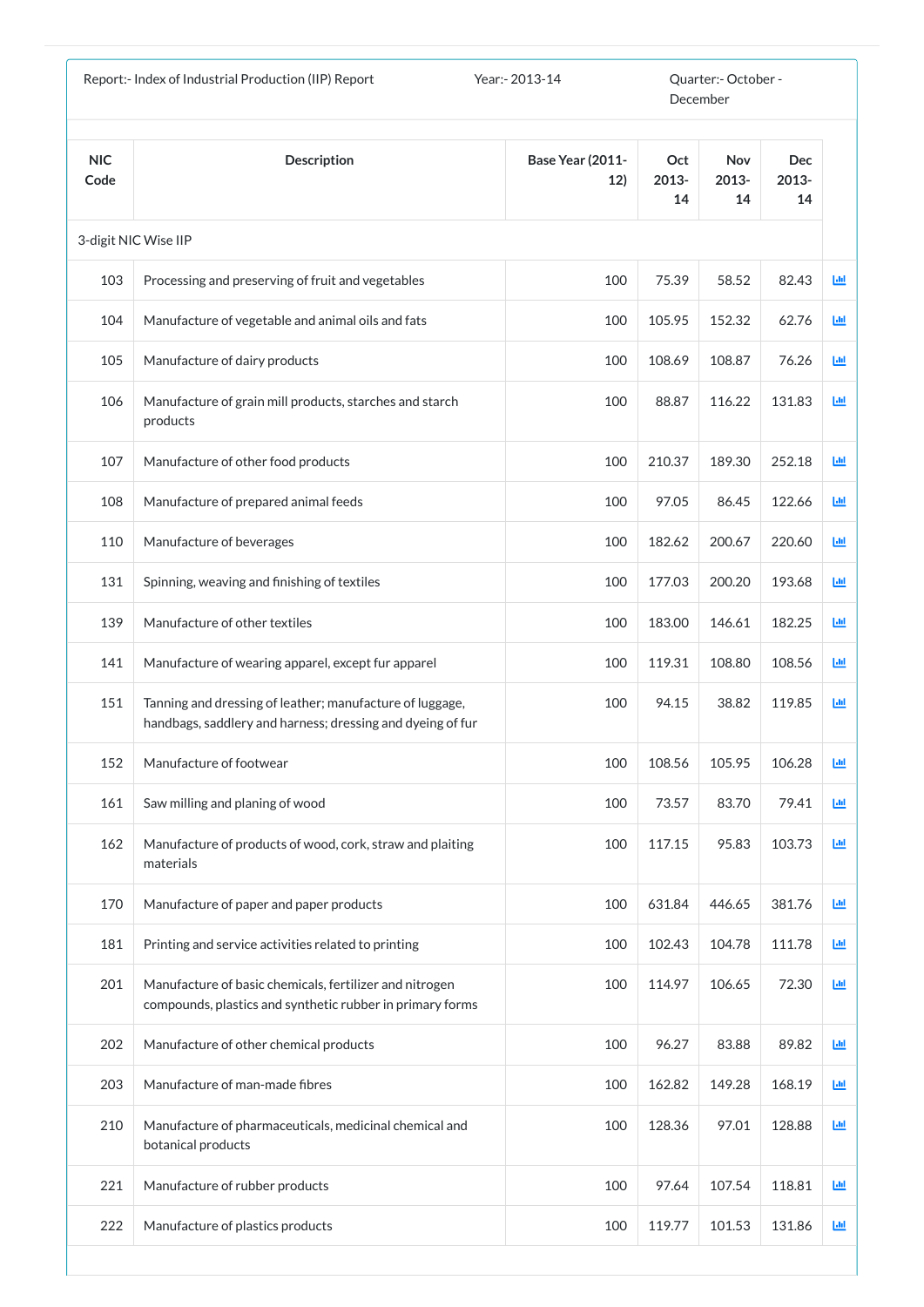Report:- Index of Industrial Production (IIP) Report | Year:- 2013-14 | Quarter:- October - December

| NIC Code | Description | Base Year (2011-12) | Oct 2013-14 | Nov 2013-14 | Dec 2013-14 |
|---|---|---|---|---|---|
| 3-digit NIC Wise IIP | | | | | |
| 103 | Processing and preserving of fruit and vegetables | 100 | 75.39 | 58.52 | 82.43 |
| 104 | Manufacture of vegetable and animal oils and fats | 100 | 105.95 | 152.32 | 62.76 |
| 105 | Manufacture of dairy products | 100 | 108.69 | 108.87 | 76.26 |
| 106 | Manufacture of grain mill products, starches and starch products | 100 | 88.87 | 116.22 | 131.83 |
| 107 | Manufacture of other food products | 100 | 210.37 | 189.30 | 252.18 |
| 108 | Manufacture of prepared animal feeds | 100 | 97.05 | 86.45 | 122.66 |
| 110 | Manufacture of beverages | 100 | 182.62 | 200.67 | 220.60 |
| 131 | Spinning, weaving and finishing of textiles | 100 | 177.03 | 200.20 | 193.68 |
| 139 | Manufacture of other textiles | 100 | 183.00 | 146.61 | 182.25 |
| 141 | Manufacture of wearing apparel, except fur apparel | 100 | 119.31 | 108.80 | 108.56 |
| 151 | Tanning and dressing of leather; manufacture of luggage, handbags, saddlery and harness; dressing and dyeing of fur | 100 | 94.15 | 38.82 | 119.85 |
| 152 | Manufacture of footwear | 100 | 108.56 | 105.95 | 106.28 |
| 161 | Saw milling and planing of wood | 100 | 73.57 | 83.70 | 79.41 |
| 162 | Manufacture of products of wood, cork, straw and plaiting materials | 100 | 117.15 | 95.83 | 103.73 |
| 170 | Manufacture of paper and paper products | 100 | 631.84 | 446.65 | 381.76 |
| 181 | Printing and service activities related to printing | 100 | 102.43 | 104.78 | 111.78 |
| 201 | Manufacture of basic chemicals, fertilizer and nitrogen compounds, plastics and synthetic rubber in primary forms | 100 | 114.97 | 106.65 | 72.30 |
| 202 | Manufacture of other chemical products | 100 | 96.27 | 83.88 | 89.82 |
| 203 | Manufacture of man-made fibres | 100 | 162.82 | 149.28 | 168.19 |
| 210 | Manufacture of pharmaceuticals, medicinal chemical and botanical products | 100 | 128.36 | 97.01 | 128.88 |
| 221 | Manufacture of rubber products | 100 | 97.64 | 107.54 | 118.81 |
| 222 | Manufacture of plastics products | 100 | 119.77 | 101.53 | 131.86 |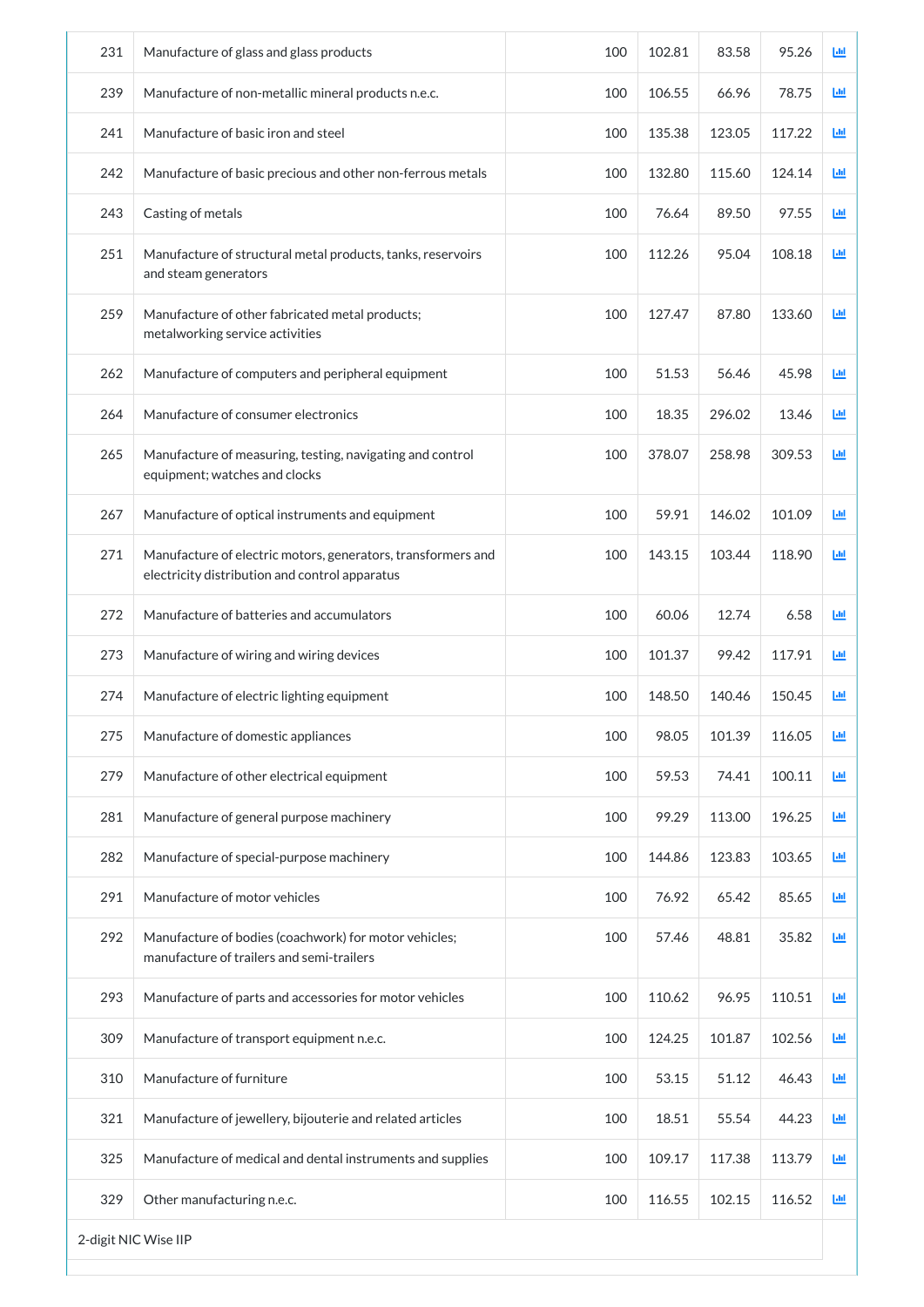| | | | | | | |
|---|---|---|---|---|---|---|
| 231 | Manufacture of glass and glass products | 100 | 102.81 | 83.58 | 95.26 | |
| 239 | Manufacture of non-metallic mineral products n.e.c. | 100 | 106.55 | 66.96 | 78.75 | |
| 241 | Manufacture of basic iron and steel | 100 | 135.38 | 123.05 | 117.22 | |
| 242 | Manufacture of basic precious and other non-ferrous metals | 100 | 132.80 | 115.60 | 124.14 | |
| 243 | Casting of metals | 100 | 76.64 | 89.50 | 97.55 | |
| 251 | Manufacture of structural metal products, tanks, reservoirs and steam generators | 100 | 112.26 | 95.04 | 108.18 | |
| 259 | Manufacture of other fabricated metal products; metalworking service activities | 100 | 127.47 | 87.80 | 133.60 | |
| 262 | Manufacture of computers and peripheral equipment | 100 | 51.53 | 56.46 | 45.98 | |
| 264 | Manufacture of consumer electronics | 100 | 18.35 | 296.02 | 13.46 | |
| 265 | Manufacture of measuring, testing, navigating and control equipment; watches and clocks | 100 | 378.07 | 258.98 | 309.53 | |
| 267 | Manufacture of optical instruments and equipment | 100 | 59.91 | 146.02 | 101.09 | |
| 271 | Manufacture of electric motors, generators, transformers and electricity distribution and control apparatus | 100 | 143.15 | 103.44 | 118.90 | |
| 272 | Manufacture of batteries and accumulators | 100 | 60.06 | 12.74 | 6.58 | |
| 273 | Manufacture of wiring and wiring devices | 100 | 101.37 | 99.42 | 117.91 | |
| 274 | Manufacture of electric lighting equipment | 100 | 148.50 | 140.46 | 150.45 | |
| 275 | Manufacture of domestic appliances | 100 | 98.05 | 101.39 | 116.05 | |
| 279 | Manufacture of other electrical equipment | 100 | 59.53 | 74.41 | 100.11 | |
| 281 | Manufacture of general purpose machinery | 100 | 99.29 | 113.00 | 196.25 | |
| 282 | Manufacture of special-purpose machinery | 100 | 144.86 | 123.83 | 103.65 | |
| 291 | Manufacture of motor vehicles | 100 | 76.92 | 65.42 | 85.65 | |
| 292 | Manufacture of bodies (coachwork) for motor vehicles; manufacture of trailers and semi-trailers | 100 | 57.46 | 48.81 | 35.82 | |
| 293 | Manufacture of parts and accessories for motor vehicles | 100 | 110.62 | 96.95 | 110.51 | |
| 309 | Manufacture of transport equipment n.e.c. | 100 | 124.25 | 101.87 | 102.56 | |
| 310 | Manufacture of furniture | 100 | 53.15 | 51.12 | 46.43 | |
| 321 | Manufacture of jewellery, bijouterie and related articles | 100 | 18.51 | 55.54 | 44.23 | |
| 325 | Manufacture of medical and dental instruments and supplies | 100 | 109.17 | 117.38 | 113.79 | |
| 329 | Other manufacturing n.e.c. | 100 | 116.55 | 102.15 | 116.52 | |

2-digit NIC Wise IIP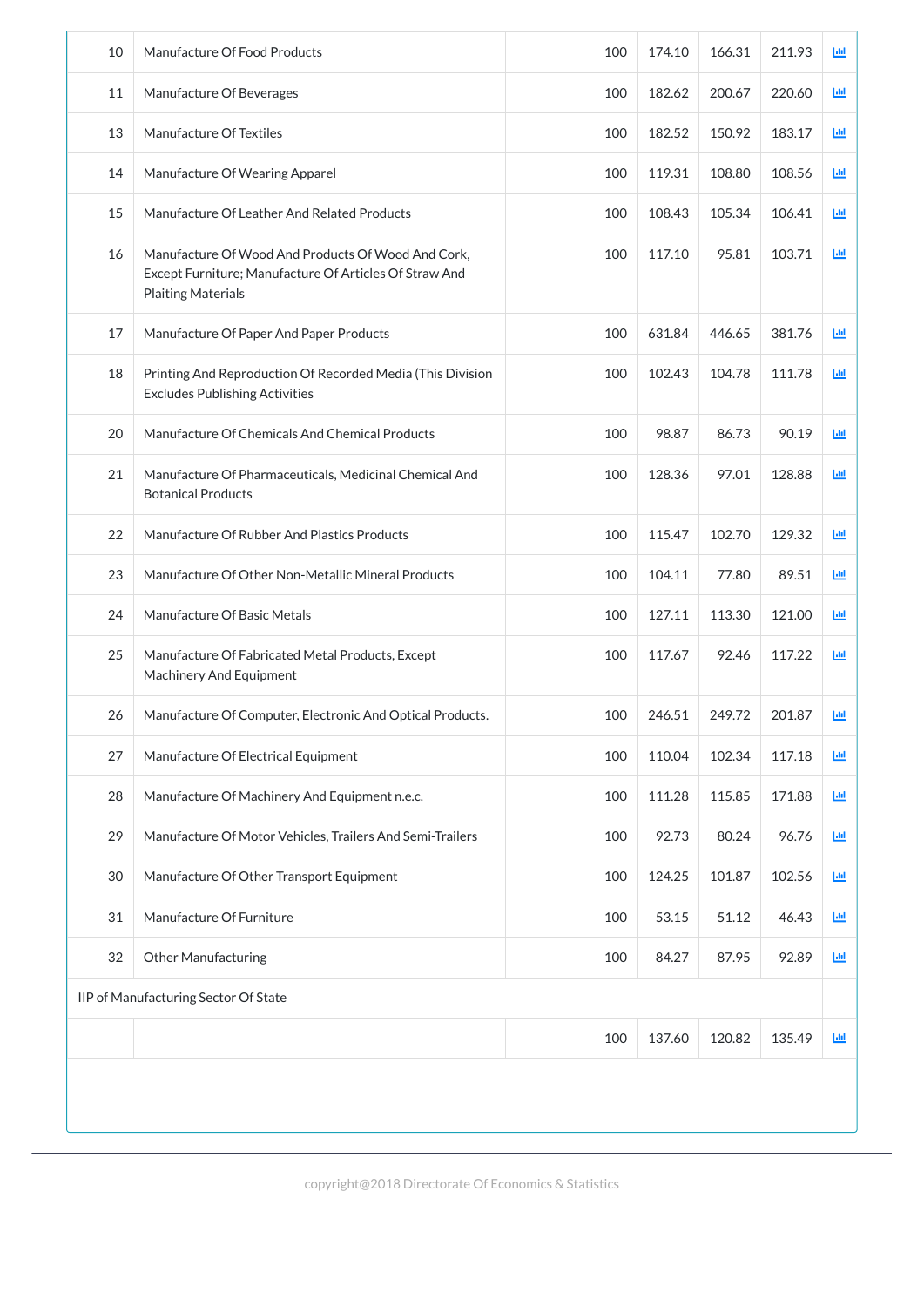| | | | | | | |
|---|---|---|---|---|---|---|
| 10 | Manufacture Of Food Products | 100 | 174.10 | 166.31 | 211.93 | |
| 11 | Manufacture Of Beverages | 100 | 182.62 | 200.67 | 220.60 | |
| 13 | Manufacture Of Textiles | 100 | 182.52 | 150.92 | 183.17 | |
| 14 | Manufacture Of Wearing Apparel | 100 | 119.31 | 108.80 | 108.56 | |
| 15 | Manufacture Of Leather And Related Products | 100 | 108.43 | 105.34 | 106.41 | |
| 16 | Manufacture Of Wood And Products Of Wood And Cork, Except Furniture; Manufacture Of Articles Of Straw And Plaiting Materials | 100 | 117.10 | 95.81 | 103.71 | |
| 17 | Manufacture Of Paper And Paper Products | 100 | 631.84 | 446.65 | 381.76 | |
| 18 | Printing And Reproduction Of Recorded Media (This Division Excludes Publishing Activities | 100 | 102.43 | 104.78 | 111.78 | |
| 20 | Manufacture Of Chemicals And Chemical Products | 100 | 98.87 | 86.73 | 90.19 | |
| 21 | Manufacture Of Pharmaceuticals, Medicinal Chemical And Botanical Products | 100 | 128.36 | 97.01 | 128.88 | |
| 22 | Manufacture Of Rubber And Plastics Products | 100 | 115.47 | 102.70 | 129.32 | |
| 23 | Manufacture Of Other Non-Metallic Mineral Products | 100 | 104.11 | 77.80 | 89.51 | |
| 24 | Manufacture Of Basic Metals | 100 | 127.11 | 113.30 | 121.00 | |
| 25 | Manufacture Of Fabricated Metal Products, Except Machinery And Equipment | 100 | 117.67 | 92.46 | 117.22 | |
| 26 | Manufacture Of Computer, Electronic And Optical Products. | 100 | 246.51 | 249.72 | 201.87 | |
| 27 | Manufacture Of Electrical Equipment | 100 | 110.04 | 102.34 | 117.18 | |
| 28 | Manufacture Of Machinery And Equipment n.e.c. | 100 | 111.28 | 115.85 | 171.88 | |
| 29 | Manufacture Of Motor Vehicles, Trailers And Semi-Trailers | 100 | 92.73 | 80.24 | 96.76 | |
| 30 | Manufacture Of Other Transport Equipment | 100 | 124.25 | 101.87 | 102.56 | |
| 31 | Manufacture Of Furniture | 100 | 53.15 | 51.12 | 46.43 | |
| 32 | Other Manufacturing | 100 | 84.27 | 87.95 | 92.89 | |
| IIP of Manufacturing Sector Of State | | | | | | |
| | | 100 | 137.60 | 120.82 | 135.49 | |

copyright@2018 Directorate Of Economics & Statistics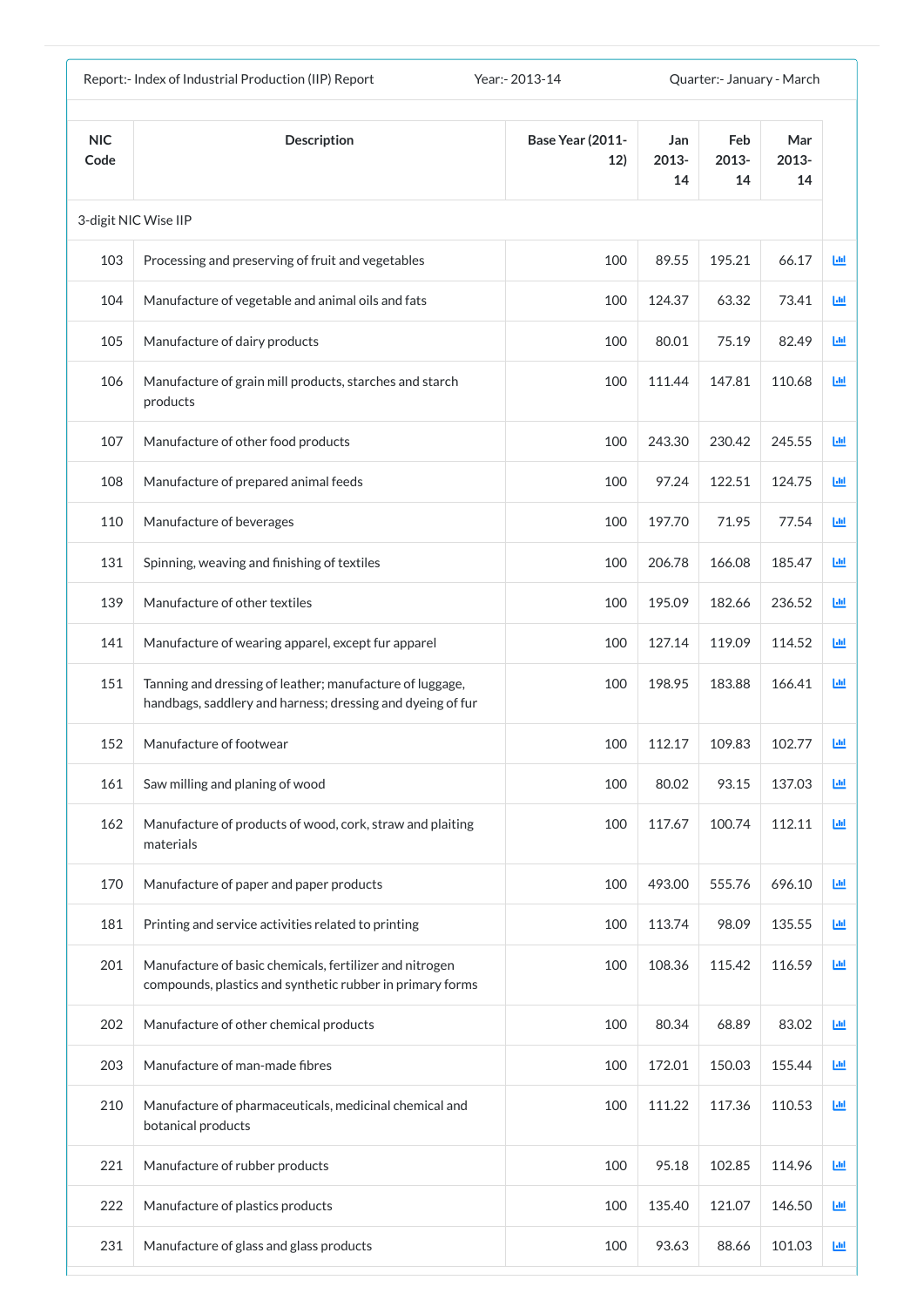| Report:- Index of Industrial Production (IIP) Report | | Year:- 2013-14 | Quarter:- January - March | | |
|---|---|---|---|---|---|

| NIC Code | Description | Base Year (2011-12) | Jan 2013-14 | Feb 2013-14 | Mar 2013-14 |
|---|---|---|---|---|---|
| 3-digit NIC Wise IIP | | | | | |
| 103 | Processing and preserving of fruit and vegetables | 100 | 89.55 | 195.21 | 66.17 |
| 104 | Manufacture of vegetable and animal oils and fats | 100 | 124.37 | 63.32 | 73.41 |
| 105 | Manufacture of dairy products | 100 | 80.01 | 75.19 | 82.49 |
| 106 | Manufacture of grain mill products, starches and starch products | 100 | 111.44 | 147.81 | 110.68 |
| 107 | Manufacture of other food products | 100 | 243.30 | 230.42 | 245.55 |
| 108 | Manufacture of prepared animal feeds | 100 | 97.24 | 122.51 | 124.75 |
| 110 | Manufacture of beverages | 100 | 197.70 | 71.95 | 77.54 |
| 131 | Spinning, weaving and finishing of textiles | 100 | 206.78 | 166.08 | 185.47 |
| 139 | Manufacture of other textiles | 100 | 195.09 | 182.66 | 236.52 |
| 141 | Manufacture of wearing apparel, except fur apparel | 100 | 127.14 | 119.09 | 114.52 |
| 151 | Tanning and dressing of leather; manufacture of luggage, handbags, saddlery and harness; dressing and dyeing of fur | 100 | 198.95 | 183.88 | 166.41 |
| 152 | Manufacture of footwear | 100 | 112.17 | 109.83 | 102.77 |
| 161 | Saw milling and planing of wood | 100 | 80.02 | 93.15 | 137.03 |
| 162 | Manufacture of products of wood, cork, straw and plaiting materials | 100 | 117.67 | 100.74 | 112.11 |
| 170 | Manufacture of paper and paper products | 100 | 493.00 | 555.76 | 696.10 |
| 181 | Printing and service activities related to printing | 100 | 113.74 | 98.09 | 135.55 |
| 201 | Manufacture of basic chemicals, fertilizer and nitrogen compounds, plastics and synthetic rubber in primary forms | 100 | 108.36 | 115.42 | 116.59 |
| 202 | Manufacture of other chemical products | 100 | 80.34 | 68.89 | 83.02 |
| 203 | Manufacture of man-made fibres | 100 | 172.01 | 150.03 | 155.44 |
| 210 | Manufacture of pharmaceuticals, medicinal chemical and botanical products | 100 | 111.22 | 117.36 | 110.53 |
| 221 | Manufacture of rubber products | 100 | 95.18 | 102.85 | 114.96 |
| 222 | Manufacture of plastics products | 100 | 135.40 | 121.07 | 146.50 |
| 231 | Manufacture of glass and glass products | 100 | 93.63 | 88.66 | 101.03 |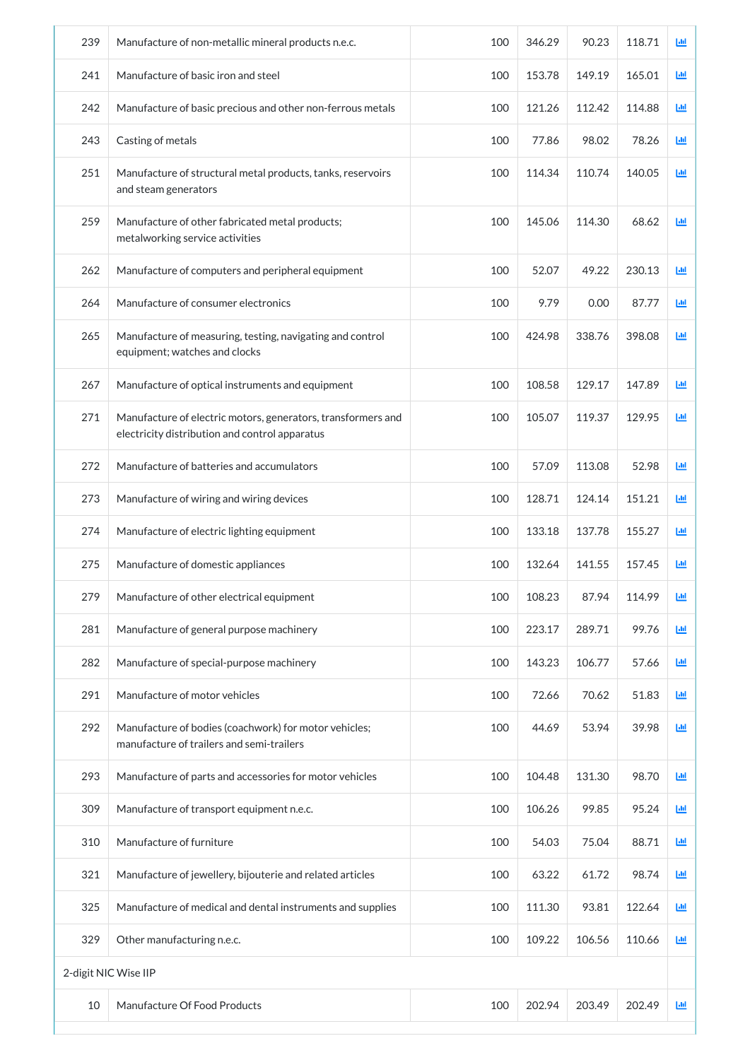| | | | | | | |
|---|---|---|---|---|---|---|
| 239 | Manufacture of non-metallic mineral products n.e.c. | 100 | 346.29 | 90.23 | 118.71 | |
| 241 | Manufacture of basic iron and steel | 100 | 153.78 | 149.19 | 165.01 | |
| 242 | Manufacture of basic precious and other non-ferrous metals | 100 | 121.26 | 112.42 | 114.88 | |
| 243 | Casting of metals | 100 | 77.86 | 98.02 | 78.26 | |
| 251 | Manufacture of structural metal products, tanks, reservoirs and steam generators | 100 | 114.34 | 110.74 | 140.05 | |
| 259 | Manufacture of other fabricated metal products; metalworking service activities | 100 | 145.06 | 114.30 | 68.62 | |
| 262 | Manufacture of computers and peripheral equipment | 100 | 52.07 | 49.22 | 230.13 | |
| 264 | Manufacture of consumer electronics | 100 | 9.79 | 0.00 | 87.77 | |
| 265 | Manufacture of measuring, testing, navigating and control equipment; watches and clocks | 100 | 424.98 | 338.76 | 398.08 | |
| 267 | Manufacture of optical instruments and equipment | 100 | 108.58 | 129.17 | 147.89 | |
| 271 | Manufacture of electric motors, generators, transformers and electricity distribution and control apparatus | 100 | 105.07 | 119.37 | 129.95 | |
| 272 | Manufacture of batteries and accumulators | 100 | 57.09 | 113.08 | 52.98 | |
| 273 | Manufacture of wiring and wiring devices | 100 | 128.71 | 124.14 | 151.21 | |
| 274 | Manufacture of electric lighting equipment | 100 | 133.18 | 137.78 | 155.27 | |
| 275 | Manufacture of domestic appliances | 100 | 132.64 | 141.55 | 157.45 | |
| 279 | Manufacture of other electrical equipment | 100 | 108.23 | 87.94 | 114.99 | |
| 281 | Manufacture of general purpose machinery | 100 | 223.17 | 289.71 | 99.76 | |
| 282 | Manufacture of special-purpose machinery | 100 | 143.23 | 106.77 | 57.66 | |
| 291 | Manufacture of motor vehicles | 100 | 72.66 | 70.62 | 51.83 | |
| 292 | Manufacture of bodies (coachwork) for motor vehicles; manufacture of trailers and semi-trailers | 100 | 44.69 | 53.94 | 39.98 | |
| 293 | Manufacture of parts and accessories for motor vehicles | 100 | 104.48 | 131.30 | 98.70 | |
| 309 | Manufacture of transport equipment n.e.c. | 100 | 106.26 | 99.85 | 95.24 | |
| 310 | Manufacture of furniture | 100 | 54.03 | 75.04 | 88.71 | |
| 321 | Manufacture of jewellery, bijouterie and related articles | 100 | 63.22 | 61.72 | 98.74 | |
| 325 | Manufacture of medical and dental instruments and supplies | 100 | 111.30 | 93.81 | 122.64 | |
| 329 | Other manufacturing n.e.c. | 100 | 109.22 | 106.56 | 110.66 | |
| 2-digit NIC Wise IIP | | | | | | |
| 10 | Manufacture Of Food Products | 100 | 202.94 | 203.49 | 202.49 | |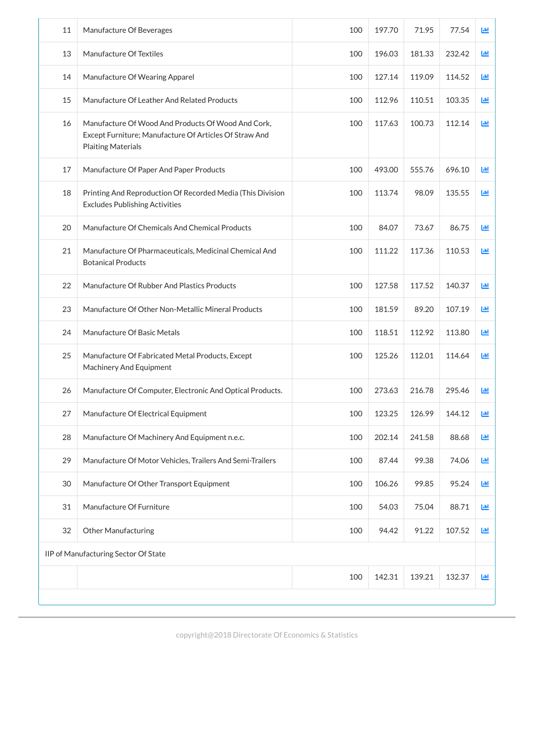| | | | | | | |
|---|---|---|---|---|---|---|
| 11 | Manufacture Of Beverages | 100 | 197.70 | 71.95 | 77.54 | |
| 13 | Manufacture Of Textiles | 100 | 196.03 | 181.33 | 232.42 | |
| 14 | Manufacture Of Wearing Apparel | 100 | 127.14 | 119.09 | 114.52 | |
| 15 | Manufacture Of Leather And Related Products | 100 | 112.96 | 110.51 | 103.35 | |
| 16 | Manufacture Of Wood And Products Of Wood And Cork, Except Furniture; Manufacture Of Articles Of Straw And Plaiting Materials | 100 | 117.63 | 100.73 | 112.14 | |
| 17 | Manufacture Of Paper And Paper Products | 100 | 493.00 | 555.76 | 696.10 | |
| 18 | Printing And Reproduction Of Recorded Media (This Division Excludes Publishing Activities | 100 | 113.74 | 98.09 | 135.55 | |
| 20 | Manufacture Of Chemicals And Chemical Products | 100 | 84.07 | 73.67 | 86.75 | |
| 21 | Manufacture Of Pharmaceuticals, Medicinal Chemical And Botanical Products | 100 | 111.22 | 117.36 | 110.53 | |
| 22 | Manufacture Of Rubber And Plastics Products | 100 | 127.58 | 117.52 | 140.37 | |
| 23 | Manufacture Of Other Non-Metallic Mineral Products | 100 | 181.59 | 89.20 | 107.19 | |
| 24 | Manufacture Of Basic Metals | 100 | 118.51 | 112.92 | 113.80 | |
| 25 | Manufacture Of Fabricated Metal Products, Except Machinery And Equipment | 100 | 125.26 | 112.01 | 114.64 | |
| 26 | Manufacture Of Computer, Electronic And Optical Products. | 100 | 273.63 | 216.78 | 295.46 | |
| 27 | Manufacture Of Electrical Equipment | 100 | 123.25 | 126.99 | 144.12 | |
| 28 | Manufacture Of Machinery And Equipment n.e.c. | 100 | 202.14 | 241.58 | 88.68 | |
| 29 | Manufacture Of Motor Vehicles, Trailers And Semi-Trailers | 100 | 87.44 | 99.38 | 74.06 | |
| 30 | Manufacture Of Other Transport Equipment | 100 | 106.26 | 99.85 | 95.24 | |
| 31 | Manufacture Of Furniture | 100 | 54.03 | 75.04 | 88.71 | |
| 32 | Other Manufacturing | 100 | 94.42 | 91.22 | 107.52 | |
| IIP of Manufacturing Sector Of State | | | | | | |
| | | 100 | 142.31 | 139.21 | 132.37 | |

copyright@2018 Directorate Of Economics & Statistics